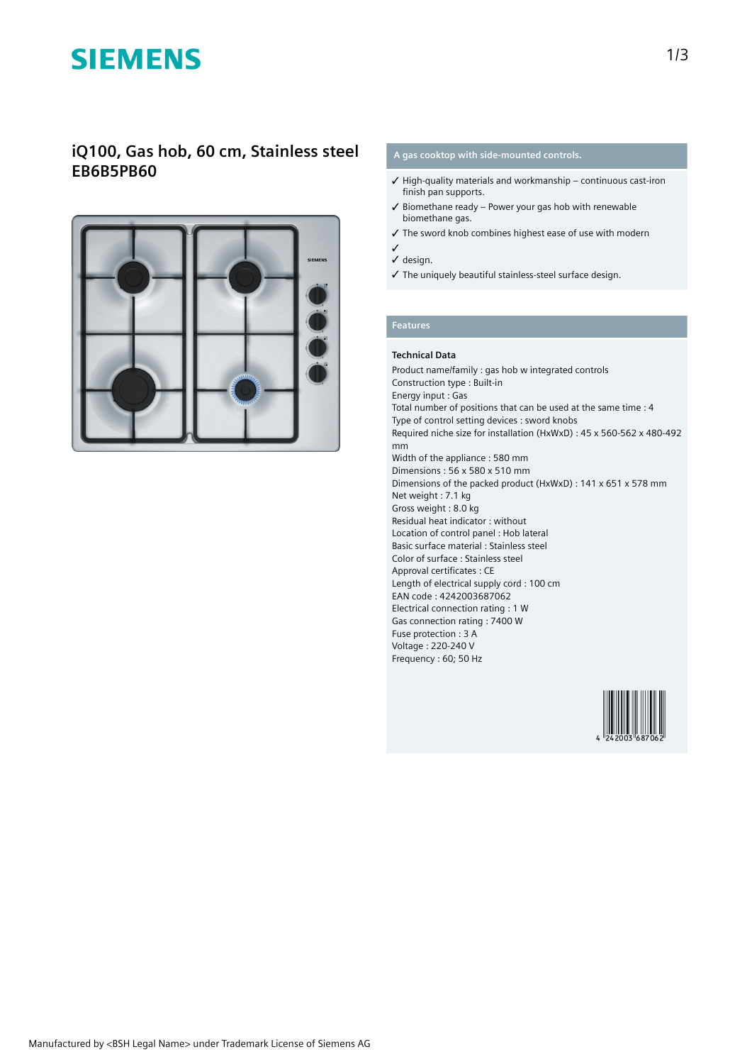# SIEMENS

## iQ100, Gas hob, 60 cm, Stainless steel
## EB6B5PB60

**A gas cooktop with side-mounted controls.**

- ✓ High-quality materials and workmanship – continuous cast-iron finish pan supports.
- ✓ Biomethane ready – Power your gas hob with renewable biomethane gas.
- ✓ The sword knob combines highest ease of use with modern
- ✓
- ✓ design.
- ✓ The uniquely beautiful stainless-steel surface design.

**Features**

**Technical Data**

Product name/family : gas hob w integrated controls
Construction type : Built-in
Energy input : Gas
Total number of positions that can be used at the same time : 4
Type of control setting devices : sword knobs
Required niche size for installation (HxWxD) : 45 x 560-562 x 480-492 mm
Width of the appliance : 580 mm
Dimensions : 56 x 580 x 510 mm
Dimensions of the packed product (HxWxD) : 141 x 651 x 578 mm
Net weight : 7.1 kg
Gross weight : 8.0 kg
Residual heat indicator : without
Location of control panel : Hob lateral
Basic surface material : Stainless steel
Color of surface : Stainless steel
Approval certificates : CE
Length of electrical supply cord : 100 cm
EAN code : 4242003687062
Electrical connection rating : 1 W
Gas connection rating : 7400 W
Fuse protection : 3 A
Voltage : 220-240 V
Frequency : 60; 50 Hz

4 242003 687062

Manufactured by <BSH Legal Name> under Trademark License of Siemens AG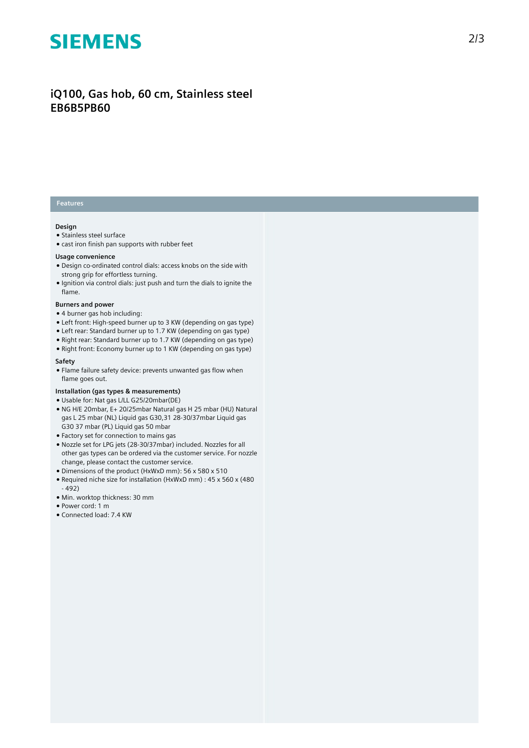# iQ100, Gas hob, 60 cm, Stainless steel
# EB6B5PB60

## Features

### Design

- Stainless steel surface
- cast iron finish pan supports with rubber feet

### Usage convenience

- Design co-ordinated control dials: access knobs on the side with strong grip for effortless turning.
- Ignition via control dials: just push and turn the dials to ignite the flame.

### Burners and power

- 4 burner gas hob including:
- Left front: High-speed burner up to 3 KW (depending on gas type)
- Left rear: Standard burner up to 1.7 KW (depending on gas type)
- Right rear: Standard burner up to 1.7 KW (depending on gas type)
- Right front: Economy burner up to 1 KW (depending on gas type)

### Safety

- Flame failure safety device: prevents unwanted gas flow when flame goes out.

### Installation (gas types & measurements)

- Usable for: Nat gas L/LL G25/20mbar(DE)
- NG H/E 20mbar, E+ 20/25mbar Natural gas H 25 mbar (HU) Natural gas L 25 mbar (NL) Liquid gas G30,31 28-30/37mbar Liquid gas G30 37 mbar (PL) Liquid gas 50 mbar
- Factory set for connection to mains gas
- Nozzle set for LPG jets (28-30/37mbar) included. Nozzles for all other gas types can be ordered via the customer service. For nozzle change, please contact the customer service.
- Dimensions of the product (HxWxD mm): 56 x 580 x 510
- Required niche size for installation (HxWxD mm) : 45 x 560 x (480 - 492)
- Min. worktop thickness: 30 mm
- Power cord: 1 m
- Connected load: 7.4 KW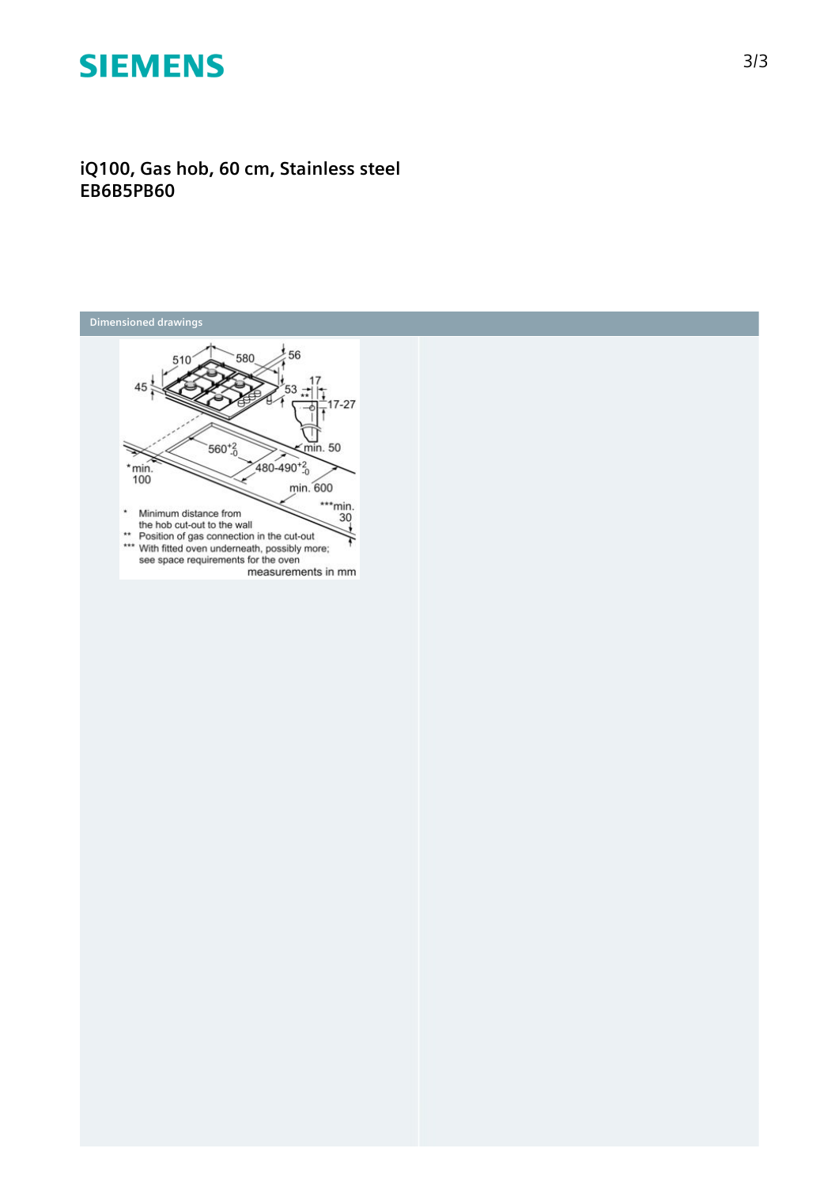# iQ100, Gas hob, 60 cm, Stainless steel
# EB6B5PB60

## Dimensioned drawings

510
580
56
45
53
17
**
17-27
$560^{+2}_{-0}$
min. 50
*min.
100
$480\text{-}490^{+2}_{-0}$
min. 600
***min.
30

\* Minimum distance from the hob cut-out to the wall
\*\* Position of gas connection in the cut-out
\*\*\* With fitted oven underneath, possibly more; see space requirements for the oven

measurements in mm